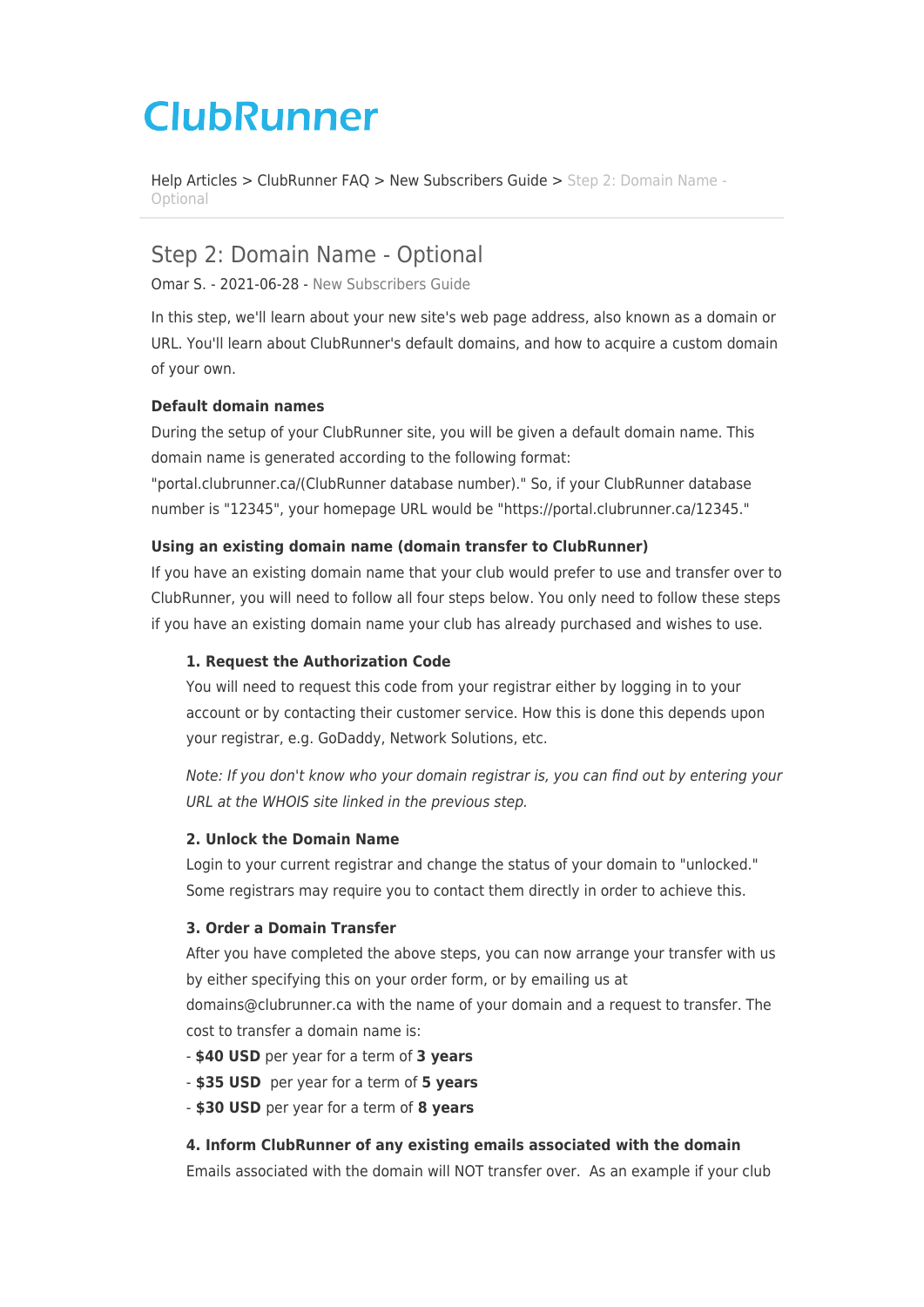# ClubRunner

Help Articles > ClubRunner FAQ > New Subscribers Guide > Step 2: Domain Name - Optional

## Step 2: Domain Name - Optional

Omar S. - 2021-06-28 - New Subscribers Guide

In this step, we'll learn about your new site's web page address, also known as a domain or URL. You'll learn about ClubRunner's default domains, and how to acquire a custom domain of your own.

**Default domain names**

During the setup of your ClubRunner site, you will be given a default domain name. This domain name is generated according to the following format: "portal.clubrunner.ca/(ClubRunner database number)." So, if your ClubRunner database number is "12345", your homepage URL would be "https://portal.clubrunner.ca/12345."

**Using an existing domain name (domain transfer to ClubRunner)**

If you have an existing domain name that your club would prefer to use and transfer over to ClubRunner, you will need to follow all four steps below. You only need to follow these steps if you have an existing domain name your club has already purchased and wishes to use.

**1. Request the Authorization Code**

You will need to request this code from your registrar either by logging in to your account or by contacting their customer service. How this is done this depends upon your registrar, e.g. GoDaddy, Network Solutions, etc.

*Note: If you don't know who your domain registrar is, you can find out by entering your URL at the WHOIS site linked in the previous step.*

**2. Unlock the Domain Name**

Login to your current registrar and change the status of your domain to "unlocked." Some registrars may require you to contact them directly in order to achieve this.

**3. Order a Domain Transfer**

After you have completed the above steps, you can now arrange your transfer with us by either specifying this on your order form, or by emailing us at domains@clubrunner.ca with the name of your domain and a request to transfer. The cost to transfer a domain name is:

- **$40 USD** per year for a term of **3 years**
- **$35 USD** per year for a term of **5 years**
- **$30 USD** per year for a term of **8 years**

**4. Inform ClubRunner of any existing emails associated with the domain**

Emails associated with the domain will NOT transfer over. As an example if your club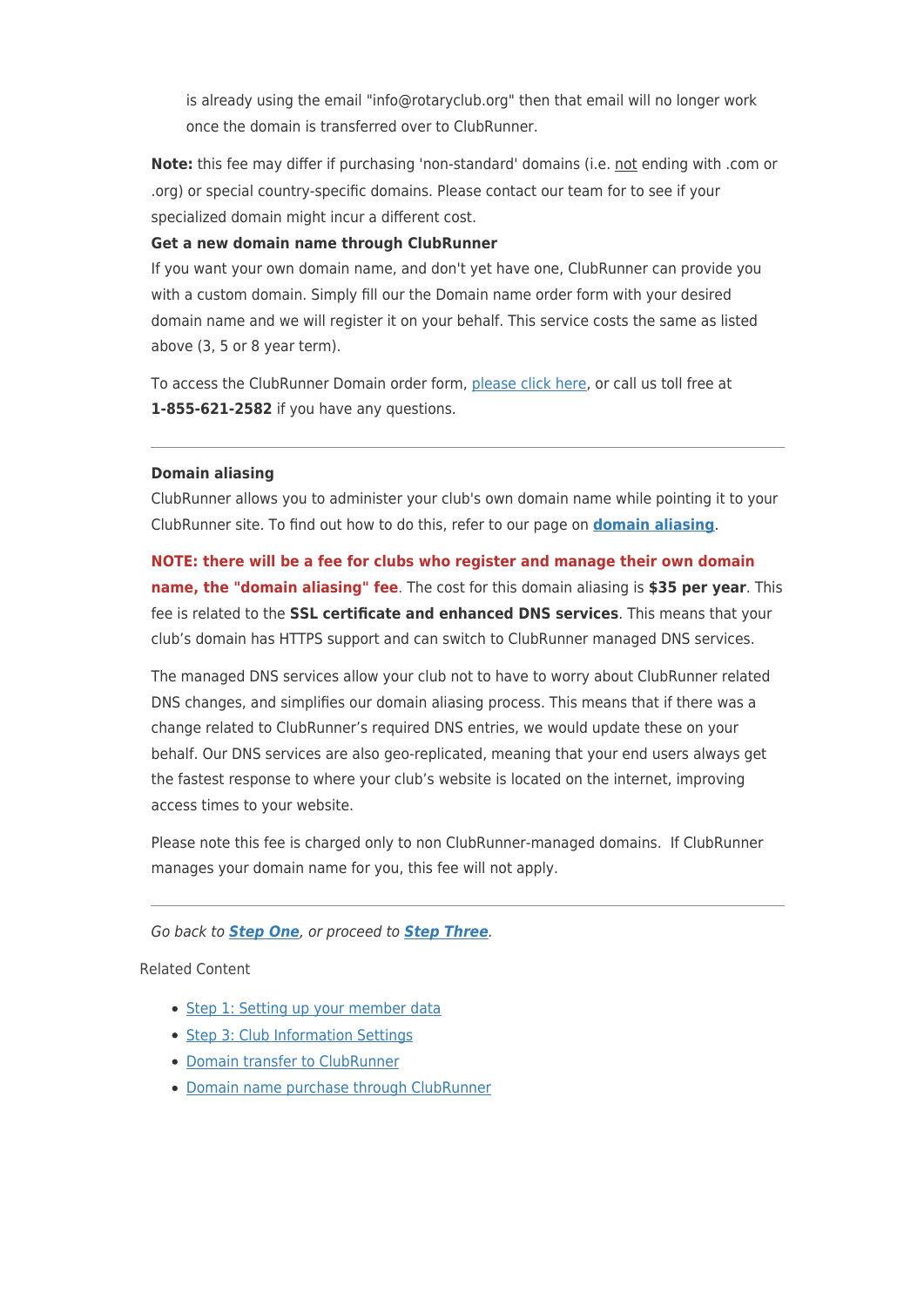is already using the email "info@rotaryclub.org" then that email will no longer work once the domain is transferred over to ClubRunner.

**Note:** this fee may differ if purchasing 'non-standard' domains (i.e. not ending with .com or .org) or special country-specific domains. Please contact our team for to see if your specialized domain might incur a different cost.

**Get a new domain name through ClubRunner**

If you want your own domain name, and don't yet have one, ClubRunner can provide you with a custom domain. Simply fill our the Domain name order form with your desired domain name and we will register it on your behalf. This service costs the same as listed above (3, 5 or 8 year term).

To access the ClubRunner Domain order form, please click here, or call us toll free at **1-855-621-2582** if you have any questions.

---

**Domain aliasing**

ClubRunner allows you to administer your club's own domain name while pointing it to your ClubRunner site. To find out how to do this, refer to our page on **domain aliasing**.

**NOTE: there will be a fee for clubs who register and manage their own domain name, the "domain aliasing" fee**. The cost for this domain aliasing is **$35 per year**. This fee is related to the **SSL certificate and enhanced DNS services**. This means that your club's domain has HTTPS support and can switch to ClubRunner managed DNS services.

The managed DNS services allow your club not to have to worry about ClubRunner related DNS changes, and simplifies our domain aliasing process. This means that if there was a change related to ClubRunner's required DNS entries, we would update these on your behalf. Our DNS services are also geo-replicated, meaning that your end users always get the fastest response to where your club's website is located on the internet, improving access times to your website.

Please note this fee is charged only to non ClubRunner-managed domains. If ClubRunner manages your domain name for you, this fee will not apply.

---

*Go back to **Step One**, or proceed to **Step Three**.*

Related Content

- Step 1: Setting up your member data
- Step 3: Club Information Settings
- Domain transfer to ClubRunner
- Domain name purchase through ClubRunner